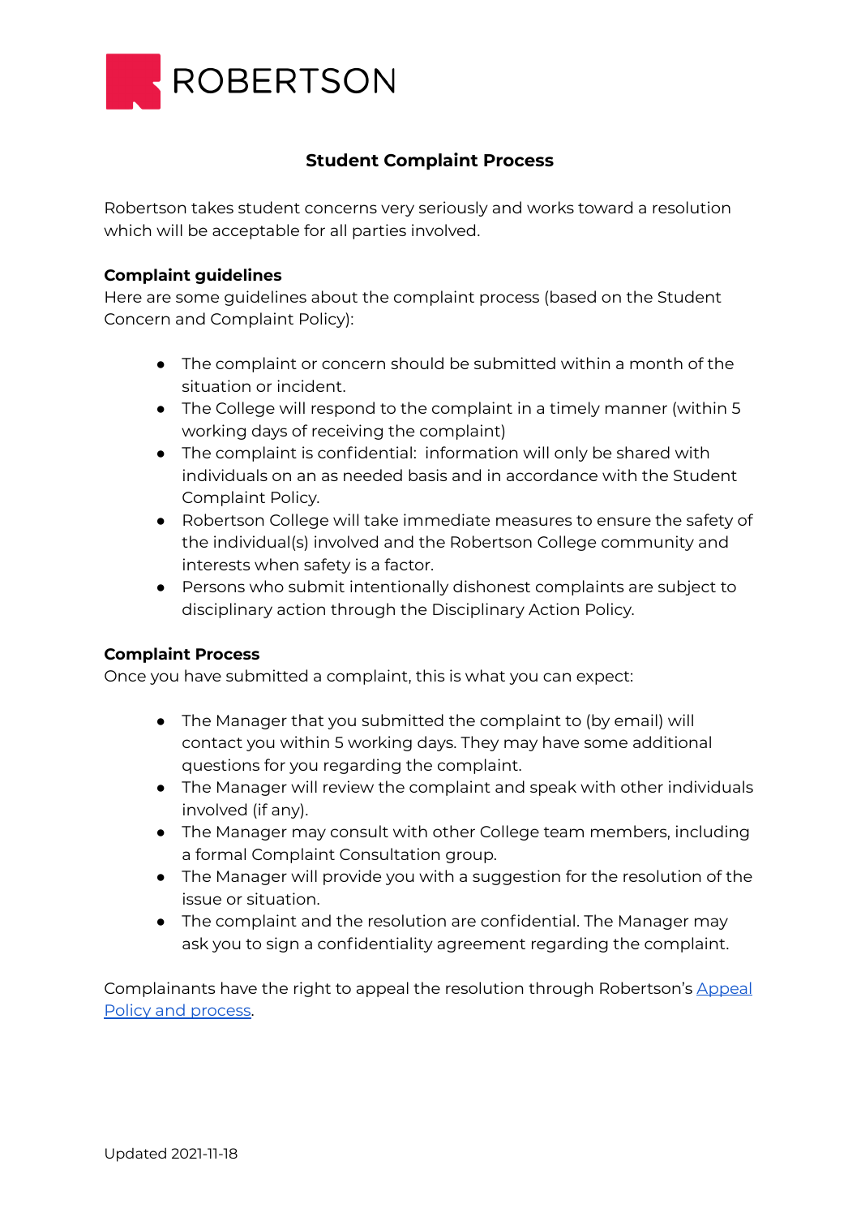ROBERTSON

## Student Complaint Process

Robertson takes student concerns very seriously and works toward a resolution which will be acceptable for all parties involved.

**Complaint guidelines**
Here are some guidelines about the complaint process (based on the Student Concern and Complaint Policy):

- The complaint or concern should be submitted within a month of the situation or incident.
- The College will respond to the complaint in a timely manner (within 5 working days of receiving the complaint)
- The complaint is confidential: information will only be shared with individuals on an as needed basis and in accordance with the Student Complaint Policy.
- Robertson College will take immediate measures to ensure the safety of the individual(s) involved and the Robertson College community and interests when safety is a factor.
- Persons who submit intentionally dishonest complaints are subject to disciplinary action through the Disciplinary Action Policy.

**Complaint Process**
Once you have submitted a complaint, this is what you can expect:

- The Manager that you submitted the complaint to (by email) will contact you within 5 working days. They may have some additional questions for you regarding the complaint.
- The Manager will review the complaint and speak with other individuals involved (if any).
- The Manager may consult with other College team members, including a formal Complaint Consultation group.
- The Manager will provide you with a suggestion for the resolution of the issue or situation.
- The complaint and the resolution are confidential. The Manager may ask you to sign a confidentiality agreement regarding the complaint.

Complainants have the right to appeal the resolution through Robertson's Appeal Policy and process.

Updated 2021-11-18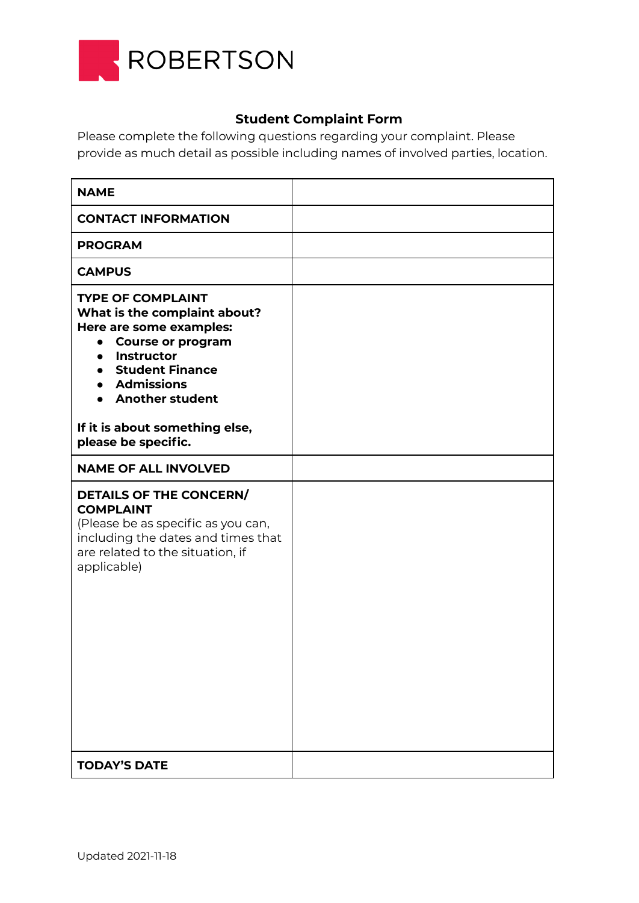ROBERTSON

## Student Complaint Form

Please complete the following questions regarding your complaint. Please provide as much detail as possible including names of involved parties, location.

| | |
|---|---|
| **NAME** | |
| **CONTACT INFORMATION** | |
| **PROGRAM** | |
| **CAMPUS** | |
| **TYPE OF COMPLAINT**<br>**What is the complaint about? Here are some examples:**<br>• **Course or program**<br>• **Instructor**<br>• **Student Finance**<br>• **Admissions**<br>• **Another student**<br><br>**If it is about something else, please be specific.** | |
| **NAME OF ALL INVOLVED** | |
| **DETAILS OF THE CONCERN/ COMPLAINT**<br>(Please be as specific as you can, including the dates and times that are related to the situation, if applicable) | |
| **TODAY'S DATE** | |

Updated 2021-11-18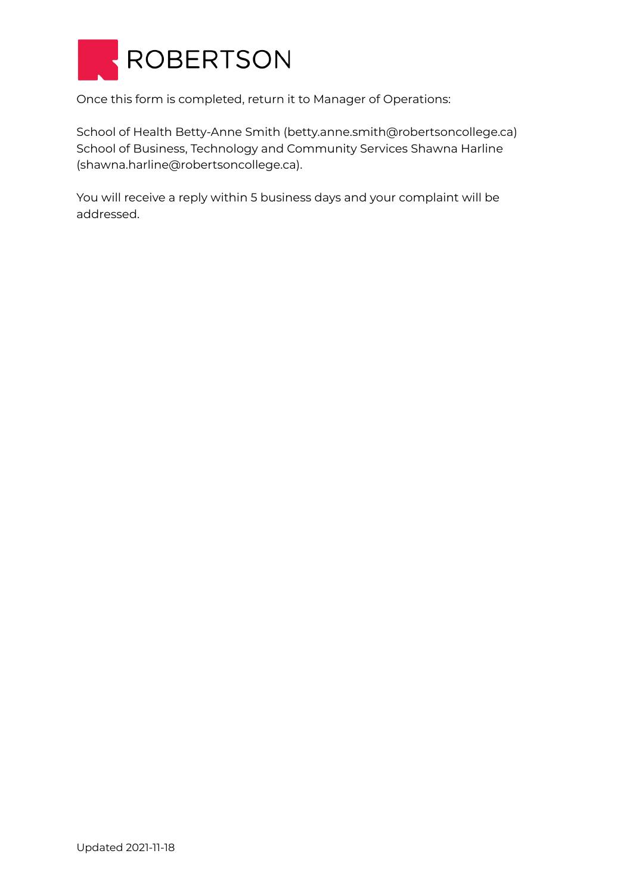ROBERTSON

Once this form is completed, return it to Manager of Operations:

School of Health Betty-Anne Smith (betty.anne.smith@robertsoncollege.ca)
School of Business, Technology and Community Services Shawna Harline (shawna.harline@robertsoncollege.ca).

You will receive a reply within 5 business days and your complaint will be addressed.

Updated 2021-11-18